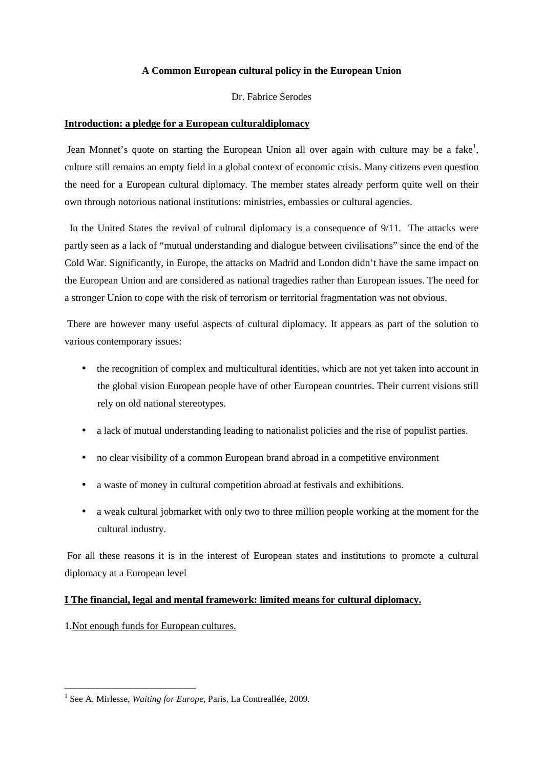**A Common European cultural policy in the European Union**

Dr. Fabrice Serodes

## Introduction: a pledge for a European culturaldiplomacy

Jean Monnet's quote on starting the European Union all over again with culture may be a fake[1], culture still remains an empty field in a global context of economic crisis. Many citizens even question the need for a European cultural diplomacy. The member states already perform quite well on their own through notorious national institutions: ministries, embassies or cultural agencies.

In the United States the revival of cultural diplomacy is a consequence of 9/11. The attacks were partly seen as a lack of "mutual understanding and dialogue between civilisations" since the end of the Cold War. Significantly, in Europe, the attacks on Madrid and London didn't have the same impact on the European Union and are considered as national tragedies rather than European issues. The need for a stronger Union to cope with the risk of terrorism or territorial fragmentation was not obvious.

There are however many useful aspects of cultural diplomacy. It appears as part of the solution to various contemporary issues:

- the recognition of complex and multicultural identities, which are not yet taken into account in the global vision European people have of other European countries. Their current visions still rely on old national stereotypes.
- a lack of mutual understanding leading to nationalist policies and the rise of populist parties.
- no clear visibility of a common European brand abroad in a competitive environment
- a waste of money in cultural competition abroad at festivals and exhibitions.
- a weak cultural jobmarket with only two to three million people working at the moment for the cultural industry.

For all these reasons it is in the interest of European states and institutions to promote a cultural diplomacy at a European level

## I The financial, legal and mental framework: limited means for cultural diplomacy.

1.Not enough funds for European cultures.

---

[1] See A. Mirlesse, *Waiting for Europe*, Paris, La Contreallée, 2009.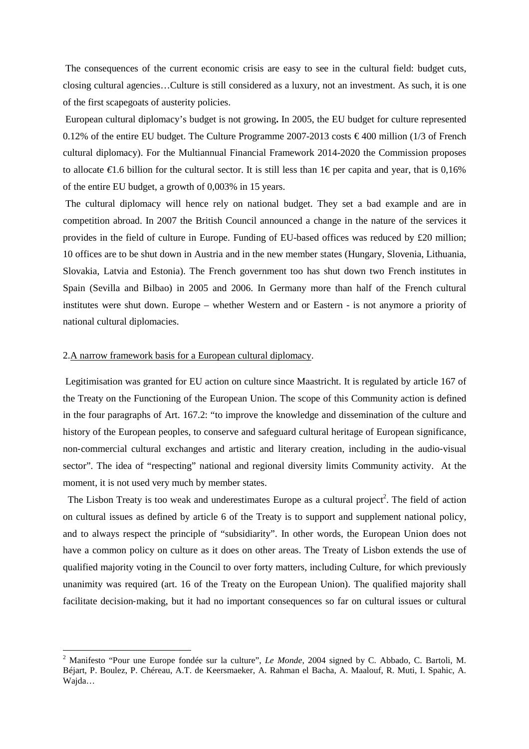The consequences of the current economic crisis are easy to see in the cultural field: budget cuts, closing cultural agencies…Culture is still considered as a luxury, not an investment. As such, it is one of the first scapegoats of austerity policies.

European cultural diplomacy's budget is not growing**.** In 2005, the EU budget for culture represented 0.12% of the entire EU budget. The Culture Programme 2007-2013 costs € 400 million (1/3 of French cultural diplomacy). For the Multiannual Financial Framework 2014-2020 the Commission proposes to allocate €1.6 billion for the cultural sector. It is still less than 1€ per capita and year, that is 0,16% of the entire EU budget, a growth of 0,003% in 15 years.

The cultural diplomacy will hence rely on national budget. They set a bad example and are in competition abroad. In 2007 the British Council announced a change in the nature of the services it provides in the field of culture in Europe. Funding of EU-based offices was reduced by £20 million; 10 offices are to be shut down in Austria and in the new member states (Hungary, Slovenia, Lithuania, Slovakia, Latvia and Estonia). The French government too has shut down two French institutes in Spain (Sevilla and Bilbao) in 2005 and 2006. In Germany more than half of the French cultural institutes were shut down. Europe – whether Western and or Eastern - is not anymore a priority of national cultural diplomacies.

## 2.A narrow framework basis for a European cultural diplomacy.

Legitimisation was granted for EU action on culture since Maastricht. It is regulated by article 167 of the Treaty on the Functioning of the European Union. The scope of this Community action is defined in the four paragraphs of Art. 167.2: "to improve the knowledge and dissemination of the culture and history of the European peoples, to conserve and safeguard cultural heritage of European significance, non-commercial cultural exchanges and artistic and literary creation, including in the audio-visual sector". The idea of "respecting" national and regional diversity limits Community activity. At the moment, it is not used very much by member states.

The Lisbon Treaty is too weak and underestimates Europe as a cultural project[2]. The field of action on cultural issues as defined by article 6 of the Treaty is to support and supplement national policy, and to always respect the principle of "subsidiarity". In other words, the European Union does not have a common policy on culture as it does on other areas. The Treaty of Lisbon extends the use of qualified majority voting in the Council to over forty matters, including Culture, for which previously unanimity was required (art. 16 of the Treaty on the European Union). The qualified majority shall facilitate decision-making, but it had no important consequences so far on cultural issues or cultural

[2] Manifesto "Pour une Europe fondée sur la culture", *Le Monde*, 2004 signed by C. Abbado, C. Bartoli, M. Béjart, P. Boulez, P. Chéreau, A.T. de Keersmaeker, A. Rahman el Bacha, A. Maalouf, R. Muti, I. Spahic, A. Wajda…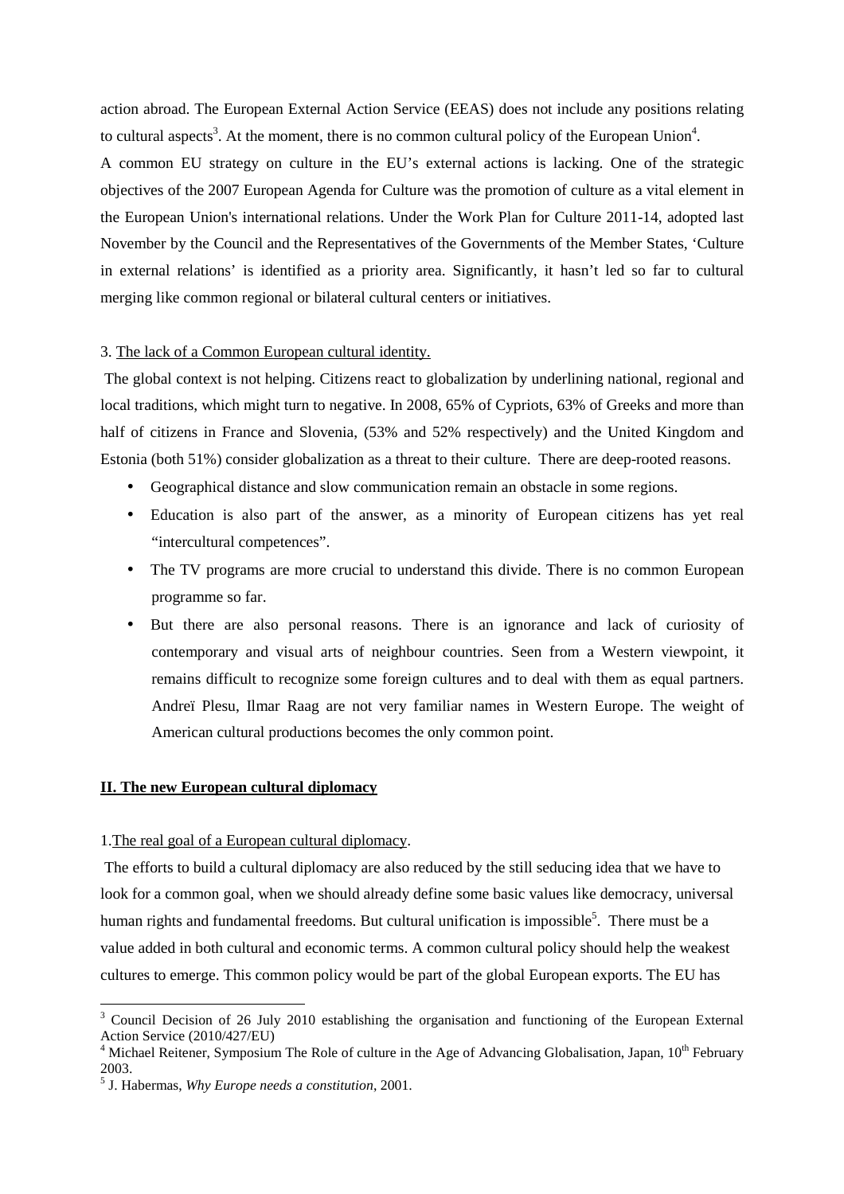action abroad. The European External Action Service (EEAS) does not include any positions relating to cultural aspects[3]. At the moment, there is no common cultural policy of the European Union[4].

A common EU strategy on culture in the EU's external actions is lacking. One of the strategic objectives of the 2007 European Agenda for Culture was the promotion of culture as a vital element in the European Union's international relations. Under the Work Plan for Culture 2011-14, adopted last November by the Council and the Representatives of the Governments of the Member States, 'Culture in external relations' is identified as a priority area. Significantly, it hasn't led so far to cultural merging like common regional or bilateral cultural centers or initiatives.

3. <u>The lack of a Common European cultural identity.</u>

The global context is not helping. Citizens react to globalization by underlining national, regional and local traditions, which might turn to negative. In 2008, 65% of Cypriots, 63% of Greeks and more than half of citizens in France and Slovenia, (53% and 52% respectively) and the United Kingdom and Estonia (both 51%) consider globalization as a threat to their culture. There are deep-rooted reasons.

- Geographical distance and slow communication remain an obstacle in some regions.
- Education is also part of the answer, as a minority of European citizens has yet real "intercultural competences".
- The TV programs are more crucial to understand this divide. There is no common European programme so far.
- But there are also personal reasons. There is an ignorance and lack of curiosity of contemporary and visual arts of neighbour countries. Seen from a Western viewpoint, it remains difficult to recognize some foreign cultures and to deal with them as equal partners. Andreï Plesu, Ilmar Raag are not very familiar names in Western Europe. The weight of American cultural productions becomes the only common point.

## II. The new European cultural diplomacy

1. <u>The real goal of a European cultural diplomacy</u>.

The efforts to build a cultural diplomacy are also reduced by the still seducing idea that we have to look for a common goal, when we should already define some basic values like democracy, universal human rights and fundamental freedoms. But cultural unification is impossible[5]. There must be a value added in both cultural and economic terms. A common cultural policy should help the weakest cultures to emerge. This common policy would be part of the global European exports. The EU has

---

[3] Council Decision of 26 July 2010 establishing the organisation and functioning of the European External Action Service (2010/427/EU)

[4] Michael Reitener, Symposium The Role of culture in the Age of Advancing Globalisation, Japan, 10th February 2003.

[5] J. Habermas, *Why Europe needs a constitution*, 2001.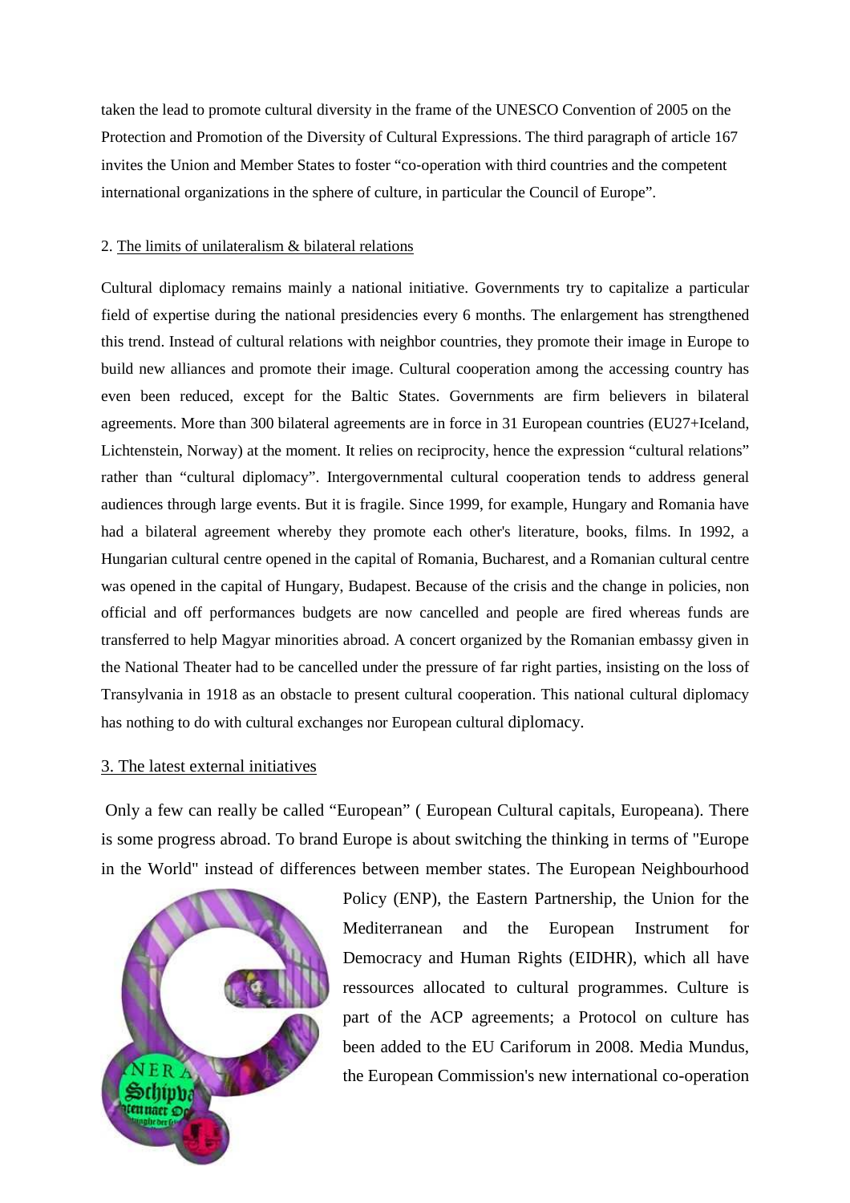taken the lead to promote cultural diversity in the frame of the UNESCO Convention of 2005 on the Protection and Promotion of the Diversity of Cultural Expressions. The third paragraph of article 167 invites the Union and Member States to foster "co-operation with third countries and the competent international organizations in the sphere of culture, in particular the Council of Europe".

2. The limits of unilateralism & bilateral relations

Cultural diplomacy remains mainly a national initiative. Governments try to capitalize a particular field of expertise during the national presidencies every 6 months. The enlargement has strengthened this trend. Instead of cultural relations with neighbor countries, they promote their image in Europe to build new alliances and promote their image. Cultural cooperation among the accessing country has even been reduced, except for the Baltic States. Governments are firm believers in bilateral agreements. More than 300 bilateral agreements are in force in 31 European countries (EU27+Iceland, Lichtenstein, Norway) at the moment. It relies on reciprocity, hence the expression "cultural relations" rather than "cultural diplomacy". Intergovernmental cultural cooperation tends to address general audiences through large events. But it is fragile. Since 1999, for example, Hungary and Romania have had a bilateral agreement whereby they promote each other's literature, books, films. In 1992, a Hungarian cultural centre opened in the capital of Romania, Bucharest, and a Romanian cultural centre was opened in the capital of Hungary, Budapest. Because of the crisis and the change in policies, non official and off performances budgets are now cancelled and people are fired whereas funds are transferred to help Magyar minorities abroad. A concert organized by the Romanian embassy given in the National Theater had to be cancelled under the pressure of far right parties, insisting on the loss of Transylvania in 1918 as an obstacle to present cultural cooperation. This national cultural diplomacy has nothing to do with cultural exchanges nor European cultural diplomacy.

3. The latest external initiatives

Only a few can really be called "European" ( European Cultural capitals, Europeana). There is some progress abroad. To brand Europe is about switching the thinking in terms of "Europe in the World" instead of differences between member states. The European Neighbourhood Policy (ENP), the Eastern Partnership, the Union for the Mediterranean and the European Instrument for Democracy and Human Rights (EIDHR), which all have ressources allocated to cultural programmes. Culture is part of the ACP agreements; a Protocol on culture has been added to the EU Cariforum in 2008. Media Mundus, the European Commission's new international co-operation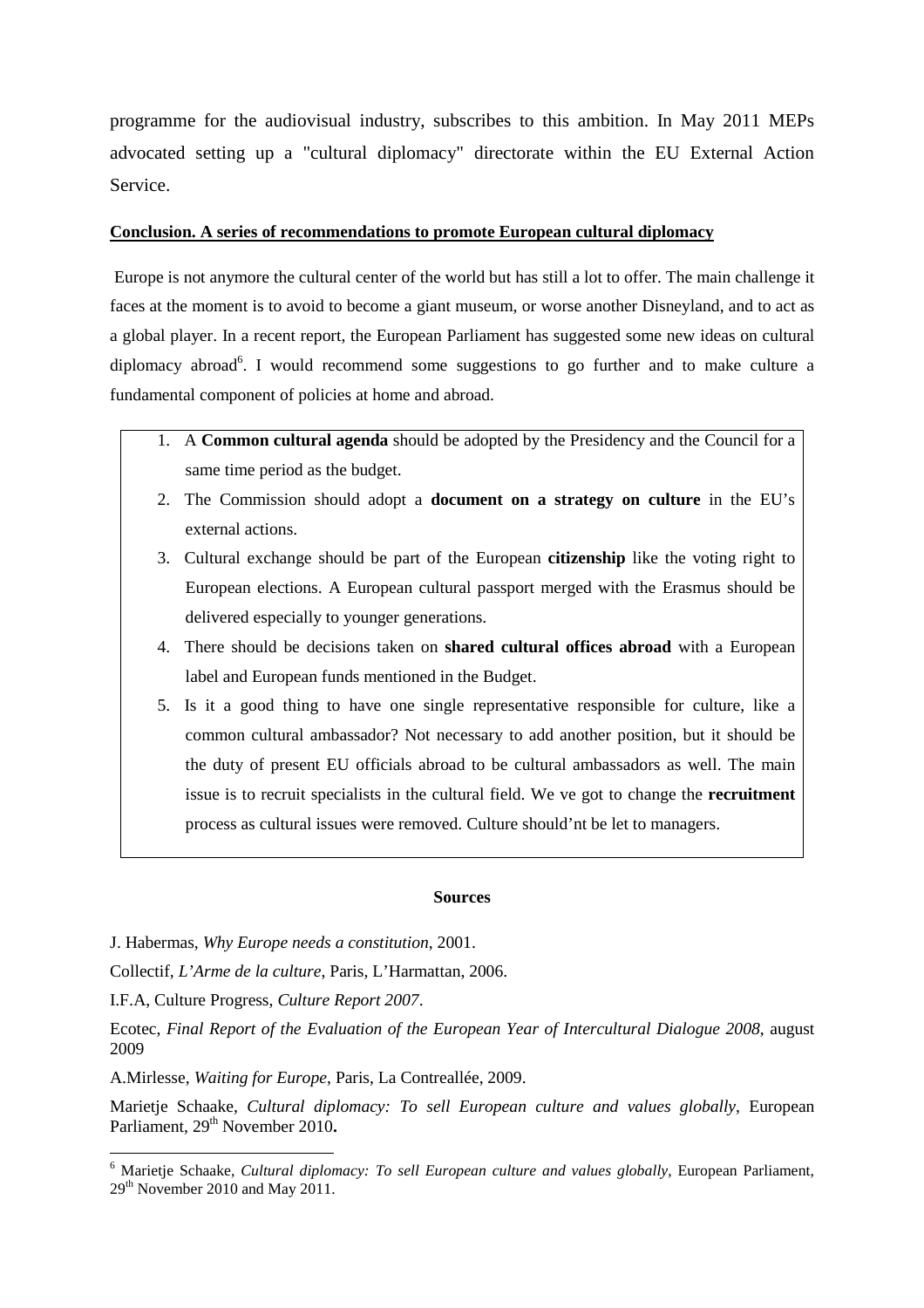programme for the audiovisual industry, subscribes to this ambition. In May 2011 MEPs advocated setting up a "cultural diplomacy" directorate within the EU External Action Service.

**Conclusion. A series of recommendations to promote European cultural diplomacy**

Europe is not anymore the cultural center of the world but has still a lot to offer. The main challenge it faces at the moment is to avoid to become a giant museum, or worse another Disneyland, and to act as a global player. In a recent report, the European Parliament has suggested some new ideas on cultural diplomacy abroad[6]. I would recommend some suggestions to go further and to make culture a fundamental component of policies at home and abroad.

1. A **Common cultural agenda** should be adopted by the Presidency and the Council for a same time period as the budget.
2. The Commission should adopt a **document on a strategy on culture** in the EU's external actions.
3. Cultural exchange should be part of the European **citizenship** like the voting right to European elections. A European cultural passport merged with the Erasmus should be delivered especially to younger generations.
4. There should be decisions taken on **shared cultural offices abroad** with a European label and European funds mentioned in the Budget.
5. Is it a good thing to have one single representative responsible for culture, like a common cultural ambassador? Not necessary to add another position, but it should be the duty of present EU officials abroad to be cultural ambassadors as well. The main issue is to recruit specialists in the cultural field. We ve got to change the **recruitment** process as cultural issues were removed. Culture should'nt be let to managers.

**Sources**

J. Habermas, *Why Europe needs a constitution*, 2001.

Collectif, *L'Arme de la culture*, Paris, L'Harmattan, 2006.

I.F.A, Culture Progress, *Culture Report 2007*.

Ecotec, *Final Report of the Evaluation of the European Year of Intercultural Dialogue 2008*, august 2009

A.Mirlesse, *Waiting for Europe*, Paris, La Contreallée, 2009.

Marietje Schaake, *Cultural diplomacy: To sell European culture and values globally*, European Parliament, 29th November 2010.

---

[6] Marietje Schaake, *Cultural diplomacy: To sell European culture and values globally*, European Parliament, 29th November 2010 and May 2011.